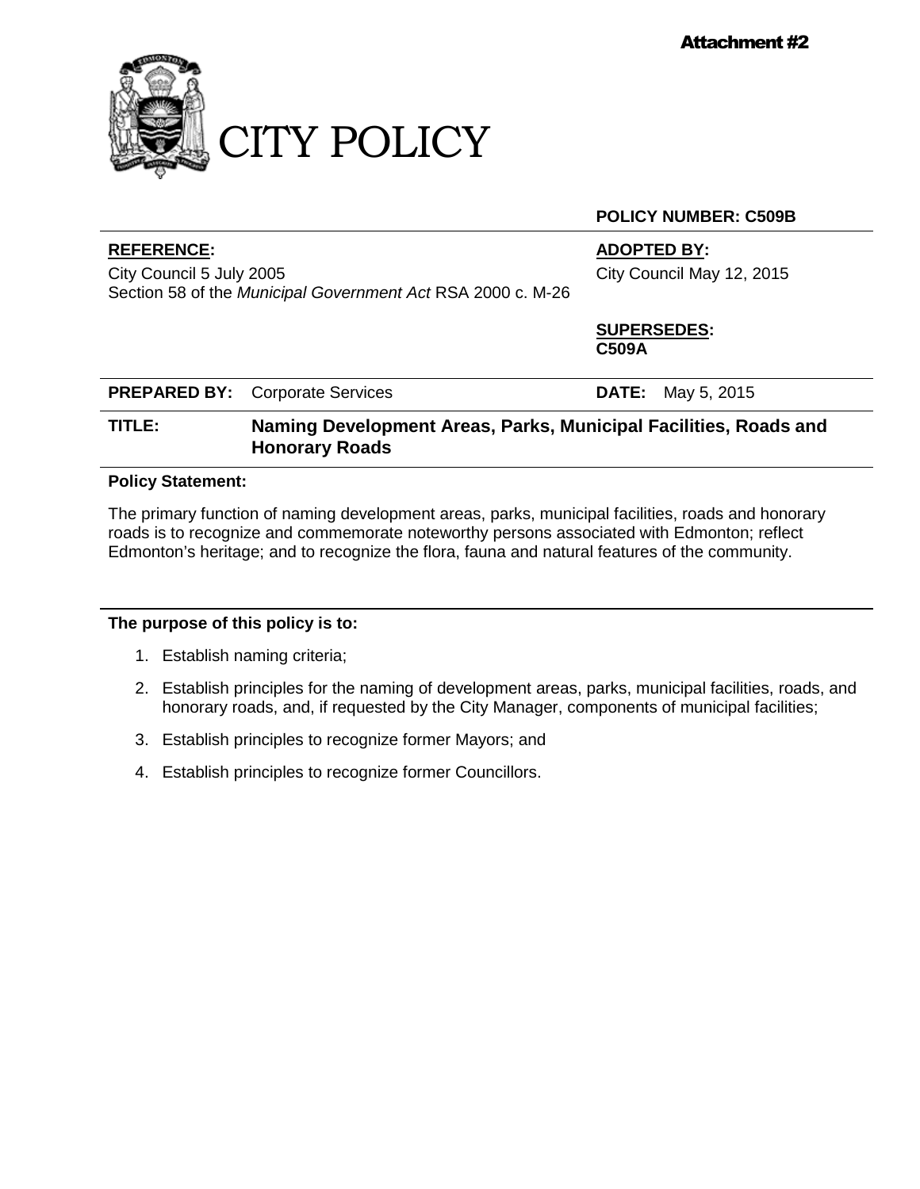**Attachment #2**

# CITY POLICY

**POLICY NUMBER: C509B**

**REFERENCE:**
City Council 5 July 2005
Section 58 of the *Municipal Government Act* RSA 2000 c. M-26

**ADOPTED BY:**
City Council May 12, 2015

**SUPERSEDES:**
**C509A**

**PREPARED BY:** Corporate Services

**DATE:** May 5, 2015

**TITLE:** **Naming Development Areas, Parks, Municipal Facilities, Roads and Honorary Roads**

**Policy Statement:**

The primary function of naming development areas, parks, municipal facilities, roads and honorary roads is to recognize and commemorate noteworthy persons associated with Edmonton; reflect Edmonton's heritage; and to recognize the flora, fauna and natural features of the community.

**The purpose of this policy is to:**

1. Establish naming criteria;
2. Establish principles for the naming of development areas, parks, municipal facilities, roads, and honorary roads, and, if requested by the City Manager, components of municipal facilities;
3. Establish principles to recognize former Mayors; and
4. Establish principles to recognize former Councillors.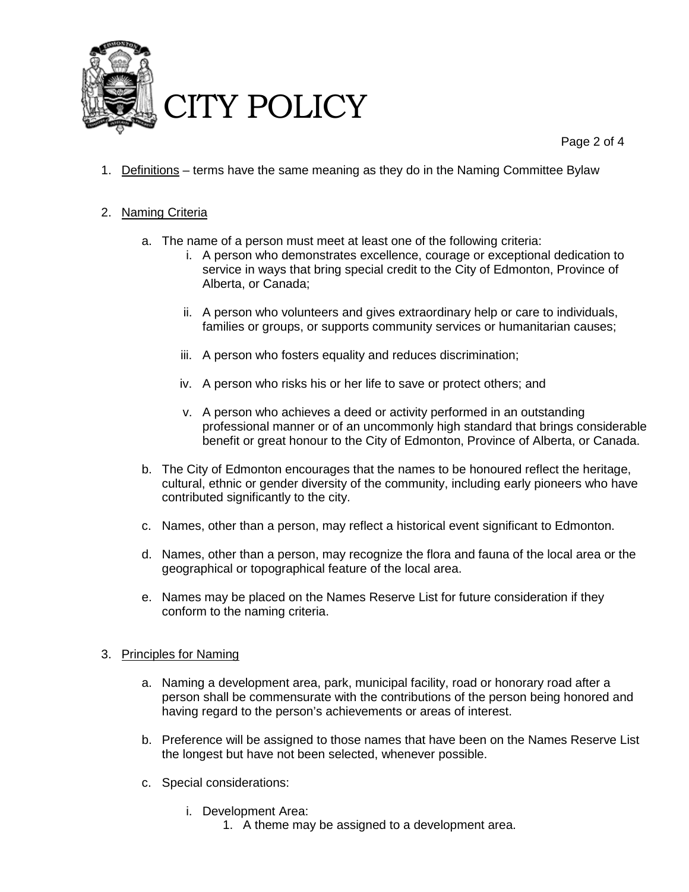1. Definitions – terms have the same meaning as they do in the Naming Committee Bylaw

2. Naming Criteria

   a. The name of a person must meet at least one of the following criteria:

      i. A person who demonstrates excellence, courage or exceptional dedication to service in ways that bring special credit to the City of Edmonton, Province of Alberta, or Canada;

      ii. A person who volunteers and gives extraordinary help or care to individuals, families or groups, or supports community services or humanitarian causes;

      iii. A person who fosters equality and reduces discrimination;

      iv. A person who risks his or her life to save or protect others; and

      v. A person who achieves a deed or activity performed in an outstanding professional manner or of an uncommonly high standard that brings considerable benefit or great honour to the City of Edmonton, Province of Alberta, or Canada.

   b. The City of Edmonton encourages that the names to be honoured reflect the heritage, cultural, ethnic or gender diversity of the community, including early pioneers who have contributed significantly to the city.

   c. Names, other than a person, may reflect a historical event significant to Edmonton.

   d. Names, other than a person, may recognize the flora and fauna of the local area or the geographical or topographical feature of the local area.

   e. Names may be placed on the Names Reserve List for future consideration if they conform to the naming criteria.

3. Principles for Naming

   a. Naming a development area, park, municipal facility, road or honorary road after a person shall be commensurate with the contributions of the person being honored and having regard to the person's achievements or areas of interest.

   b. Preference will be assigned to those names that have been on the Names Reserve List the longest but have not been selected, whenever possible.

   c. Special considerations:

      i. Development Area:

         1. A theme may be assigned to a development area.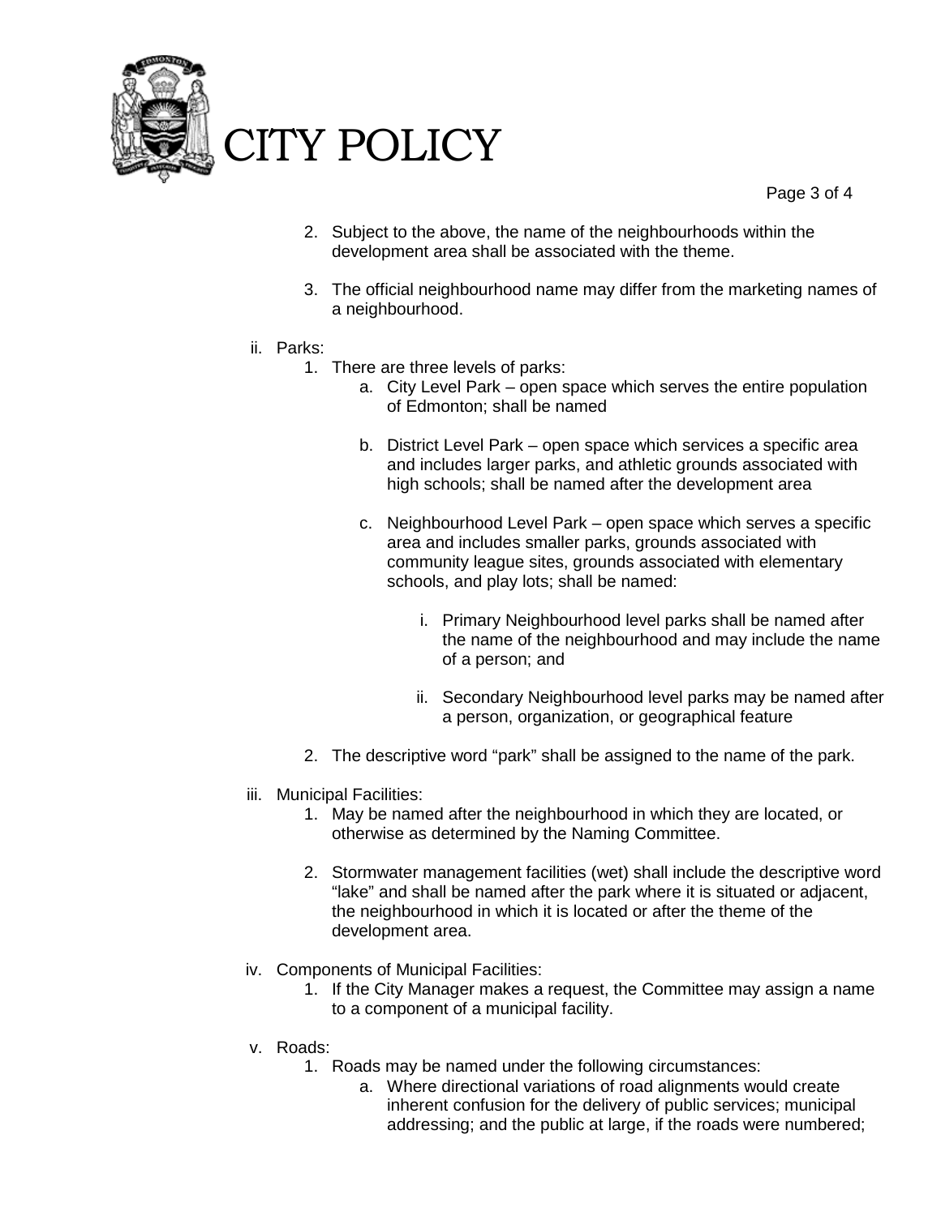2. Subject to the above, the name of the neighbourhoods within the development area shall be associated with the theme.

3. The official neighbourhood name may differ from the marketing names of a neighbourhood.

ii. Parks:

1. There are three levels of parks:

   a. City Level Park – open space which serves the entire population of Edmonton; shall be named

   b. District Level Park – open space which services a specific area and includes larger parks, and athletic grounds associated with high schools; shall be named after the development area

   c. Neighbourhood Level Park – open space which serves a specific area and includes smaller parks, grounds associated with community league sites, grounds associated with elementary schools, and play lots; shall be named:

      i. Primary Neighbourhood level parks shall be named after the name of the neighbourhood and may include the name of a person; and

      ii. Secondary Neighbourhood level parks may be named after a person, organization, or geographical feature

2. The descriptive word "park" shall be assigned to the name of the park.

iii. Municipal Facilities:

1. May be named after the neighbourhood in which they are located, or otherwise as determined by the Naming Committee.

2. Stormwater management facilities (wet) shall include the descriptive word "lake" and shall be named after the park where it is situated or adjacent, the neighbourhood in which it is located or after the theme of the development area.

iv. Components of Municipal Facilities:

1. If the City Manager makes a request, the Committee may assign a name to a component of a municipal facility.

v. Roads:

1. Roads may be named under the following circumstances:

   a. Where directional variations of road alignments would create inherent confusion for the delivery of public services; municipal addressing; and the public at large, if the roads were numbered;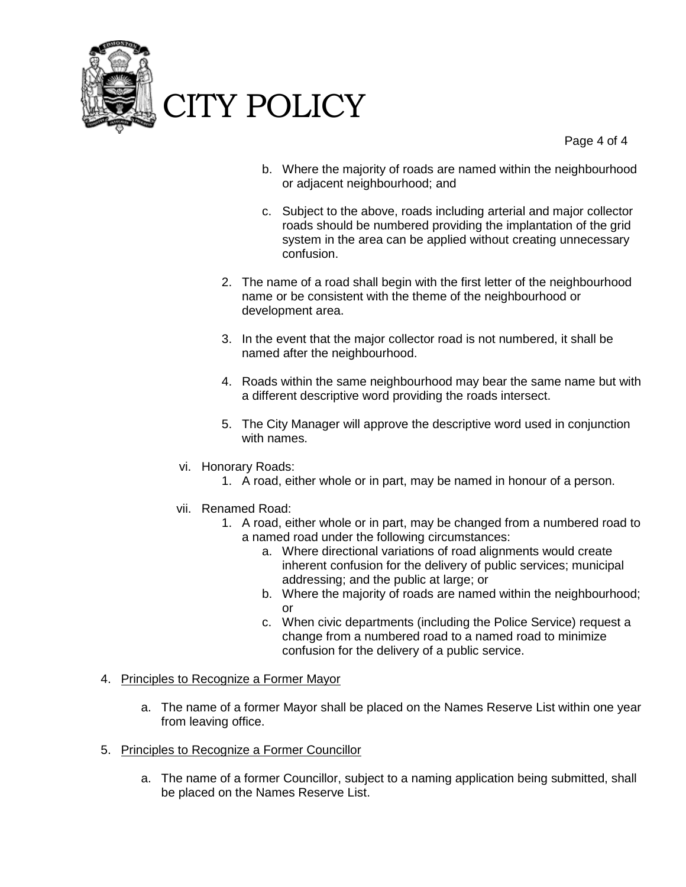# CITY POLICY

b. Where the majority of roads are named within the neighbourhood or adjacent neighbourhood; and

c. Subject to the above, roads including arterial and major collector roads should be numbered providing the implantation of the grid system in the area can be applied without creating unnecessary confusion.

2. The name of a road shall begin with the first letter of the neighbourhood name or be consistent with the theme of the neighbourhood or development area.

3. In the event that the major collector road is not numbered, it shall be named after the neighbourhood.

4. Roads within the same neighbourhood may bear the same name but with a different descriptive word providing the roads intersect.

5. The City Manager will approve the descriptive word used in conjunction with names.

vi. Honorary Roads:

1. A road, either whole or in part, may be named in honour of a person.

vii. Renamed Road:

1. A road, either whole or in part, may be changed from a numbered road to a named road under the following circumstances:
   a. Where directional variations of road alignments would create inherent confusion for the delivery of public services; municipal addressing; and the public at large; or
   b. Where the majority of roads are named within the neighbourhood; or
   c. When civic departments (including the Police Service) request a change from a numbered road to a named road to minimize confusion for the delivery of a public service.

4. Principles to Recognize a Former Mayor

   a. The name of a former Mayor shall be placed on the Names Reserve List within one year from leaving office.

5. Principles to Recognize a Former Councillor

   a. The name of a former Councillor, subject to a naming application being submitted, shall be placed on the Names Reserve List.